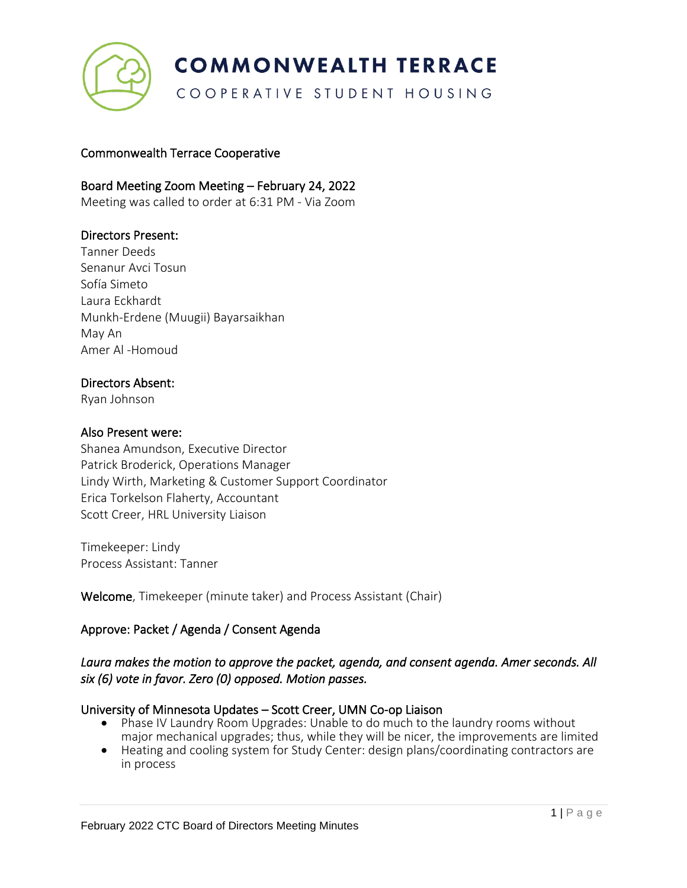# COMMONWEALTH TERRACE

COOPERATIVE STUDENT HOUSING

Commonwealth Terrace Cooperative

## Board Meeting Zoom Meeting – February 24, 2022

Meeting was called to order at 6:31 PM - Via Zoom

### Directors Present:

Tanner Deeds
Senanur Avci Tosun
Sofía Simeto
Laura Eckhardt
Munkh-Erdene (Muugii) Bayarsaikhan
May An
Amer Al -Homoud

### Directors Absent:

Ryan Johnson

### Also Present were:

Shanea Amundson, Executive Director
Patrick Broderick, Operations Manager
Lindy Wirth, Marketing & Customer Support Coordinator
Erica Torkelson Flaherty, Accountant
Scott Creer, HRL University Liaison

Timekeeper: Lindy
Process Assistant: Tanner

**Welcome**, Timekeeper (minute taker) and Process Assistant (Chair)

### Approve: Packet / Agenda / Consent Agenda

*Laura makes the motion to approve the packet, agenda, and consent agenda. Amer seconds. All six (6) vote in favor. Zero (0) opposed. Motion passes.*

### University of Minnesota Updates – Scott Creer, UMN Co-op Liaison

- Phase IV Laundry Room Upgrades: Unable to do much to the laundry rooms without major mechanical upgrades; thus, while they will be nicer, the improvements are limited
- Heating and cooling system for Study Center: design plans/coordinating contractors are in process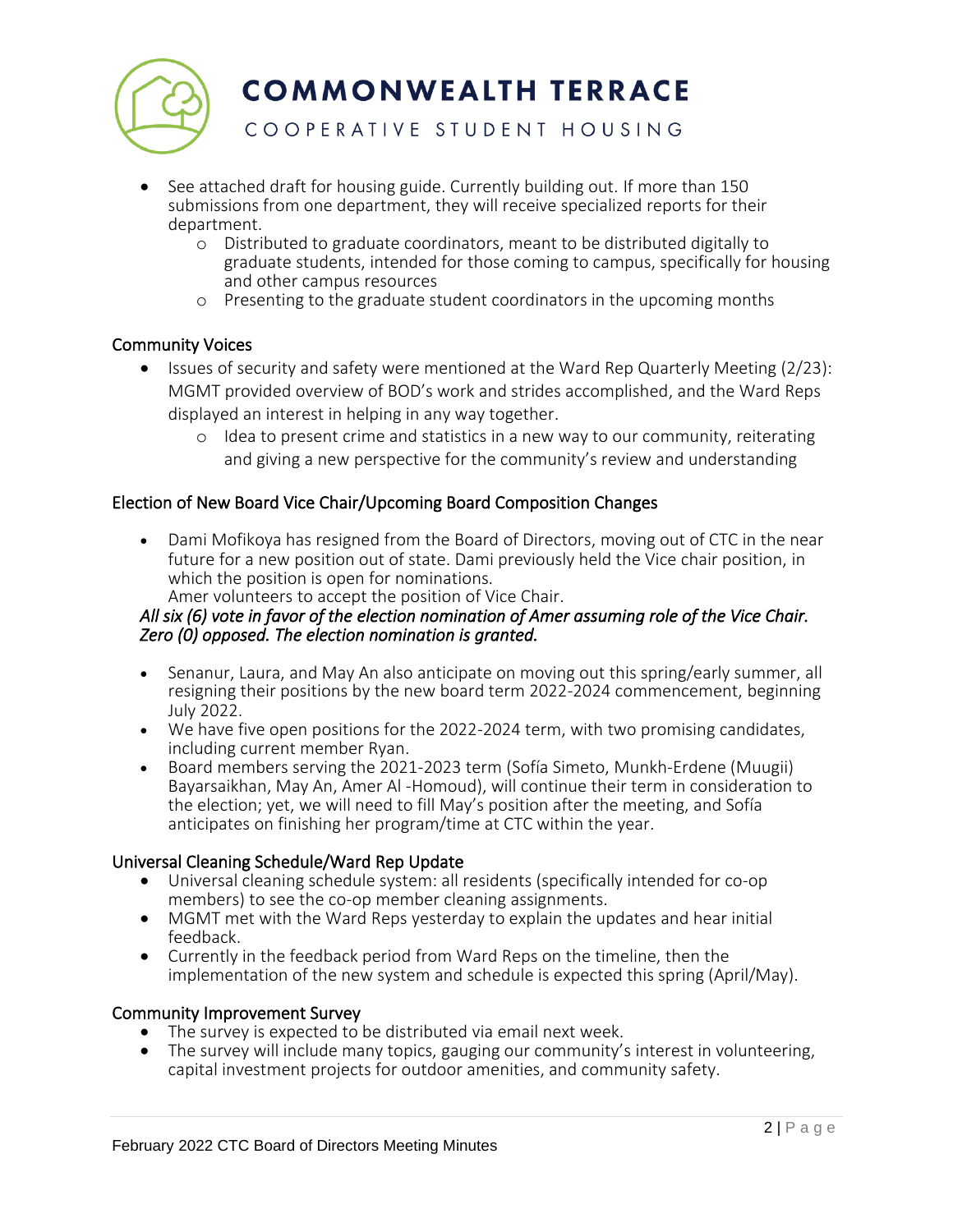- See attached draft for housing guide. Currently building out. If more than 150 submissions from one department, they will receive specialized reports for their department.
    - Distributed to graduate coordinators, meant to be distributed digitally to graduate students, intended for those coming to campus, specifically for housing and other campus resources
    - Presenting to the graduate student coordinators in the upcoming months

## Community Voices

- Issues of security and safety were mentioned at the Ward Rep Quarterly Meeting (2/23): MGMT provided overview of BOD's work and strides accomplished, and the Ward Reps displayed an interest in helping in any way together.
    - Idea to present crime and statistics in a new way to our community, reiterating and giving a new perspective for the community's review and understanding

## Election of New Board Vice Chair/Upcoming Board Composition Changes

- Dami Mofikoya has resigned from the Board of Directors, moving out of CTC in the near future for a new position out of state. Dami previously held the Vice chair position, in which the position is open for nominations.
  Amer volunteers to accept the position of Vice Chair.

*All six (6) vote in favor of the election nomination of Amer assuming role of the Vice Chair. Zero (0) opposed. The election nomination is granted.*

- Senanur, Laura, and May An also anticipate on moving out this spring/early summer, all resigning their positions by the new board term 2022-2024 commencement, beginning July 2022.
- We have five open positions for the 2022-2024 term, with two promising candidates, including current member Ryan.
- Board members serving the 2021-2023 term (Sofía Simeto, Munkh-Erdene (Muugii) Bayarsaikhan, May An, Amer Al -Homoud), will continue their term in consideration to the election; yet, we will need to fill May's position after the meeting, and Sofía anticipates on finishing her program/time at CTC within the year.

## Universal Cleaning Schedule/Ward Rep Update

- Universal cleaning schedule system: all residents (specifically intended for co-op members) to see the co-op member cleaning assignments.
- MGMT met with the Ward Reps yesterday to explain the updates and hear initial feedback.
- Currently in the feedback period from Ward Reps on the timeline, then the implementation of the new system and schedule is expected this spring (April/May).

## Community Improvement Survey

- The survey is expected to be distributed via email next week.
- The survey will include many topics, gauging our community's interest in volunteering, capital investment projects for outdoor amenities, and community safety.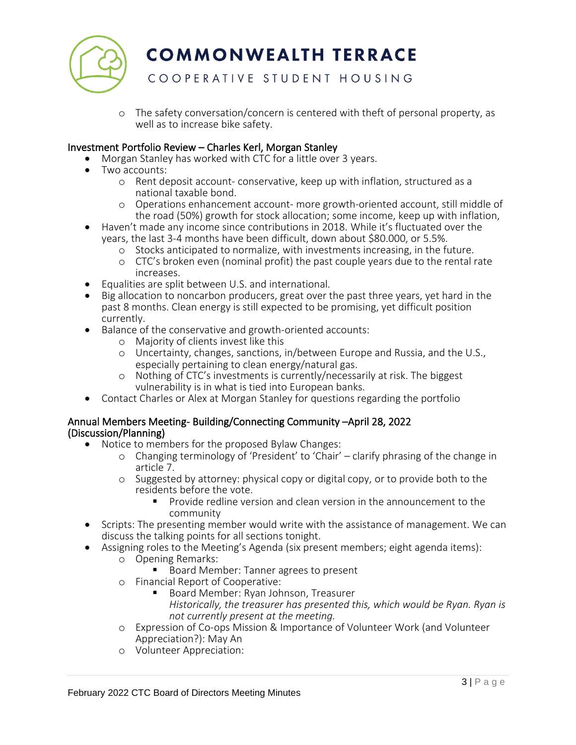- The safety conversation/concern is centered with theft of personal property, as well as to increase bike safety.

## Investment Portfolio Review – Charles Kerl, Morgan Stanley

- Morgan Stanley has worked with CTC for a little over 3 years.
- Two accounts:
  - Rent deposit account- conservative, keep up with inflation, structured as a national taxable bond.
  - Operations enhancement account- more growth-oriented account, still middle of the road (50%) growth for stock allocation; some income, keep up with inflation,
- Haven't made any income since contributions in 2018. While it's fluctuated over the years, the last 3-4 months have been difficult, down about $80.000, or 5.5%.
  - Stocks anticipated to normalize, with investments increasing, in the future.
  - CTC's broken even (nominal profit) the past couple years due to the rental rate increases.
- Equalities are split between U.S. and international.
- Big allocation to noncarbon producers, great over the past three years, yet hard in the past 8 months. Clean energy is still expected to be promising, yet difficult position currently.
- Balance of the conservative and growth-oriented accounts:
  - Majority of clients invest like this
  - Uncertainty, changes, sanctions, in/between Europe and Russia, and the U.S., especially pertaining to clean energy/natural gas.
  - Nothing of CTC's investments is currently/necessarily at risk. The biggest vulnerability is in what is tied into European banks.
- Contact Charles or Alex at Morgan Stanley for questions regarding the portfolio

## Annual Members Meeting- Building/Connecting Community –April 28, 2022 (Discussion/Planning)

- Notice to members for the proposed Bylaw Changes:
  - Changing terminology of 'President' to 'Chair' – clarify phrasing of the change in article 7.
  - Suggested by attorney: physical copy or digital copy, or to provide both to the residents before the vote.
    - Provide redline version and clean version in the announcement to the community
- Scripts: The presenting member would write with the assistance of management. We can discuss the talking points for all sections tonight.
- Assigning roles to the Meeting's Agenda (six present members; eight agenda items):
  - Opening Remarks:
    - Board Member: Tanner agrees to present
  - Financial Report of Cooperative:
    - Board Member: Ryan Johnson, Treasurer
      *Historically, the treasurer has presented this, which would be Ryan. Ryan is not currently present at the meeting.*
  - Expression of Co-ops Mission & Importance of Volunteer Work (and Volunteer Appreciation?): May An
  - Volunteer Appreciation: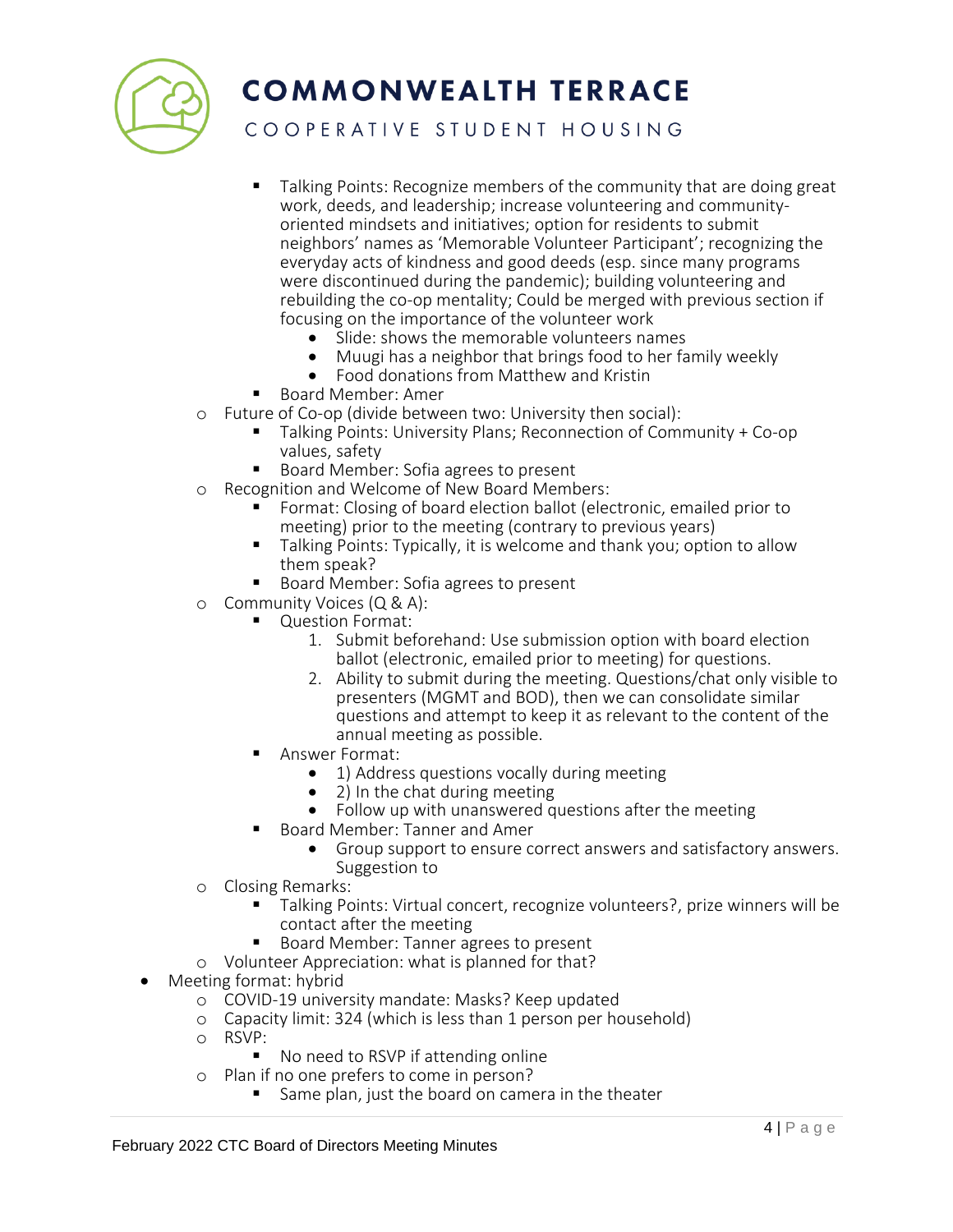- Talking Points: Recognize members of the community that are doing great work, deeds, and leadership; increase volunteering and community-oriented mindsets and initiatives; option for residents to submit neighbors' names as 'Memorable Volunteer Participant'; recognizing the everyday acts of kindness and good deeds (esp. since many programs were discontinued during the pandemic); building volunteering and rebuilding the co-op mentality; Could be merged with previous section if focusing on the importance of the volunteer work
            - Slide: shows the memorable volunteers names
            - Muugi has a neighbor that brings food to her family weekly
            - Food donations from Matthew and Kristin
        - Board Member: Amer
    - Future of Co-op (divide between two: University then social):
        - Talking Points: University Plans; Reconnection of Community + Co-op values, safety
        - Board Member: Sofia agrees to present
    - Recognition and Welcome of New Board Members:
        - Format: Closing of board election ballot (electronic, emailed prior to meeting) prior to the meeting (contrary to previous years)
        - Talking Points: Typically, it is welcome and thank you; option to allow them speak?
        - Board Member: Sofia agrees to present
    - Community Voices (Q & A):
        - Question Format:
            1. Submit beforehand: Use submission option with board election ballot (electronic, emailed prior to meeting) for questions.
            2. Ability to submit during the meeting. Questions/chat only visible to presenters (MGMT and BOD), then we can consolidate similar questions and attempt to keep it as relevant to the content of the annual meeting as possible.
        - Answer Format:
            - 1) Address questions vocally during meeting
            - 2) In the chat during meeting
            - Follow up with unanswered questions after the meeting
        - Board Member: Tanner and Amer
            - Group support to ensure correct answers and satisfactory answers. Suggestion to
    - Closing Remarks:
        - Talking Points: Virtual concert, recognize volunteers?, prize winners will be contact after the meeting
        - Board Member: Tanner agrees to present
    - Volunteer Appreciation: what is planned for that?
- Meeting format: hybrid
    - COVID-19 university mandate: Masks? Keep updated
    - Capacity limit: 324 (which is less than 1 person per household)
    - RSVP:
        - No need to RSVP if attending online
    - Plan if no one prefers to come in person?
        - Same plan, just the board on camera in the theater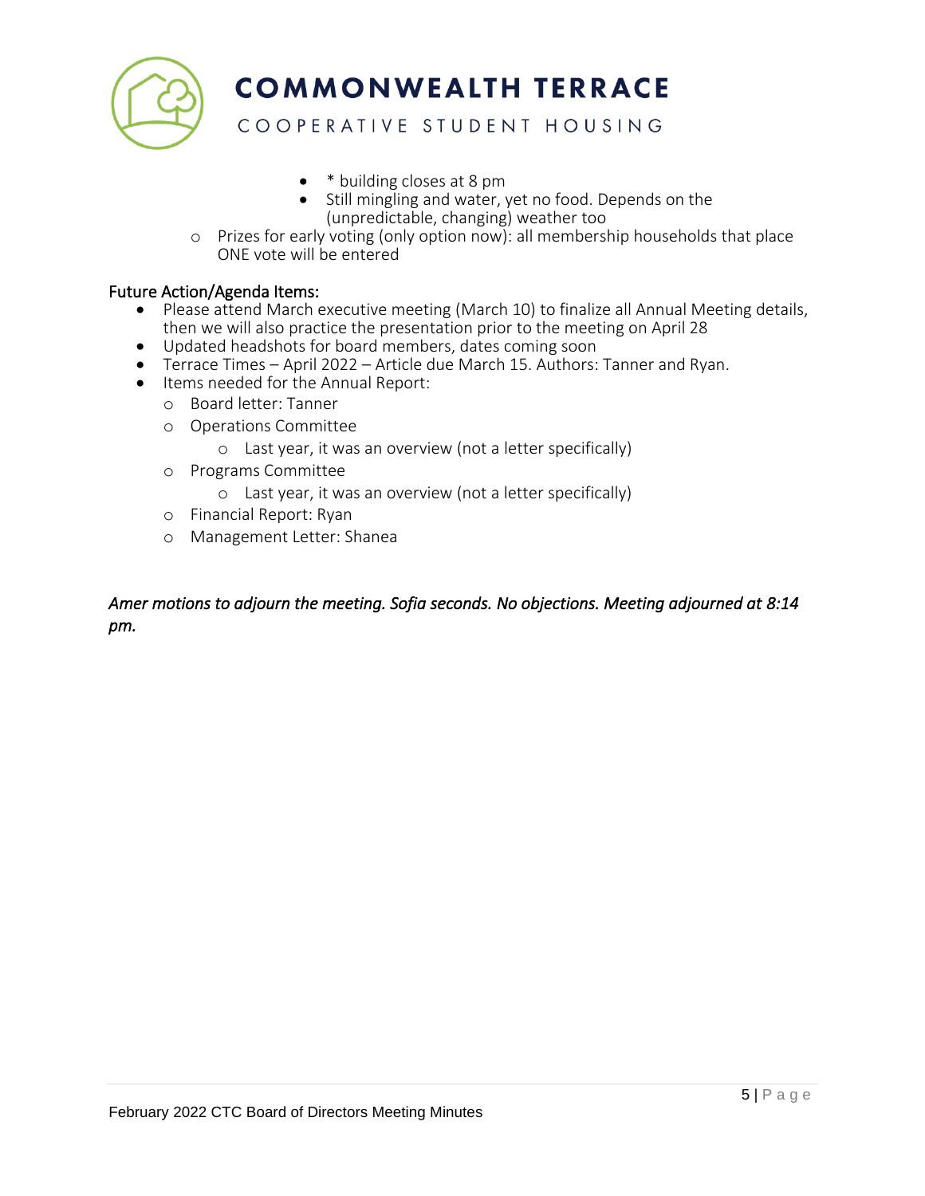- * building closes at 8 pm
    - Still mingling and water, yet no food. Depends on the (unpredictable, changing) weather too
  - Prizes for early voting (only option now): all membership households that place ONE vote will be entered

Future Action/Agenda Items:

- Please attend March executive meeting (March 10) to finalize all Annual Meeting details, then we will also practice the presentation prior to the meeting on April 28
- Updated headshots for board members, dates coming soon
- Terrace Times – April 2022 – Article due March 15. Authors: Tanner and Ryan.
- Items needed for the Annual Report:
  - Board letter: Tanner
  - Operations Committee
    - Last year, it was an overview (not a letter specifically)
  - Programs Committee
    - Last year, it was an overview (not a letter specifically)
  - Financial Report: Ryan
  - Management Letter: Shanea

*Amer motions to adjourn the meeting. Sofia seconds. No objections. Meeting adjourned at 8:14 pm.*